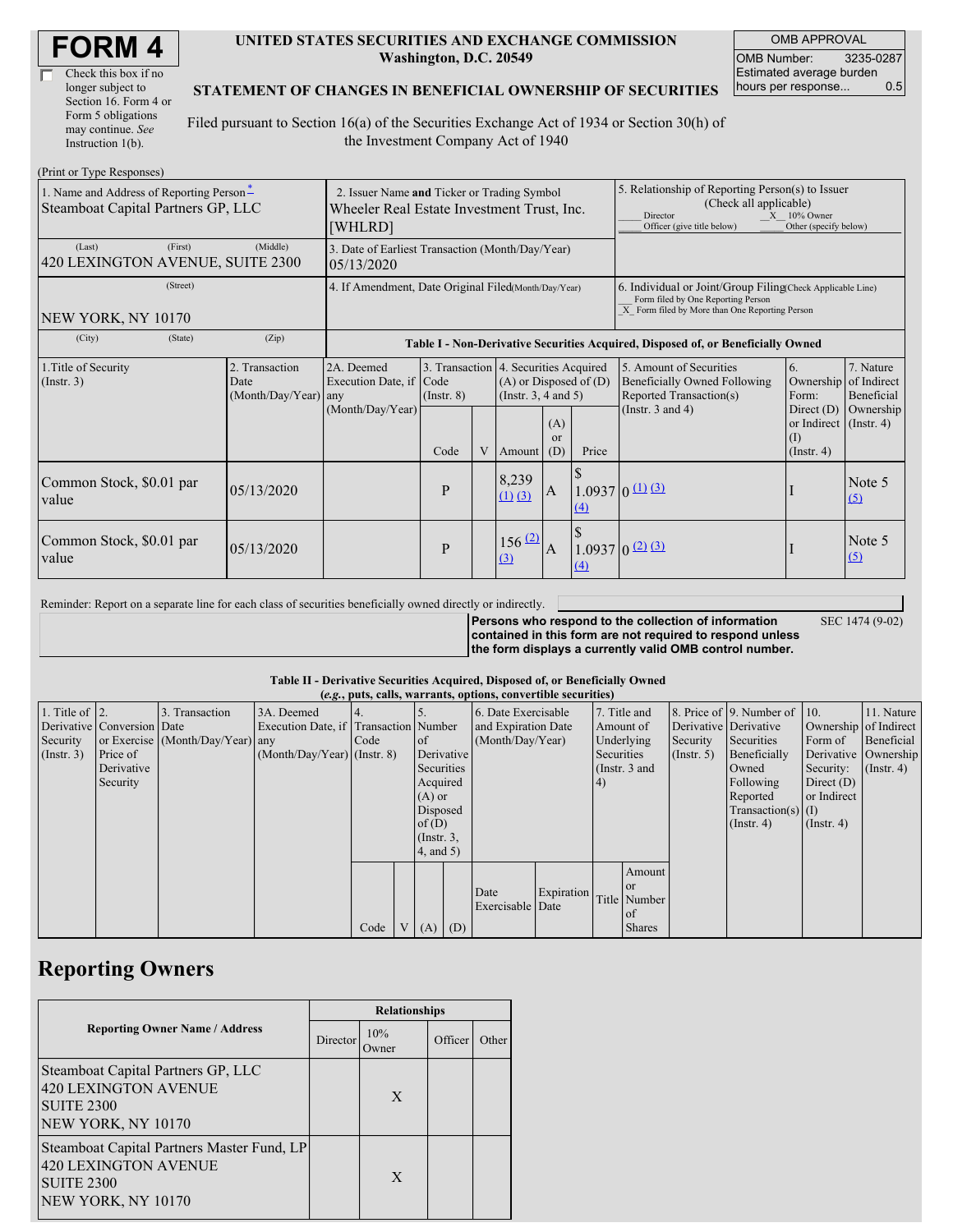# FORM 4

☐ Check this box if no longer subject to Section 16. Form 4 or Form 5 obligations may continue. *See* Instruction 1(b).

**UNITED STATES SECURITIES AND EXCHANGE COMMISSION**
**Washington, D.C. 20549**

**STATEMENT OF CHANGES IN BENEFICIAL OWNERSHIP OF SECURITIES**

Filed pursuant to Section 16(a) of the Securities Exchange Act of 1934 or Section 30(h) of the Investment Company Act of 1940

| OMB APPROVAL | |
|---|---|
| OMB Number: | 3235-0287 |
| Estimated average burden hours per response... | 0.5 |

(Print or Type Responses)

| 1. Name and Address of Reporting Person* | 2. Issuer Name and Ticker or Trading Symbol | 5. Relationship of Reporting Person(s) to Issuer (Check all applicable) |
|---|---|---|
| Steamboat Capital Partners GP, LLC | Wheeler Real Estate Investment Trust, Inc. [WHLRD] | ___ Director _X_ 10% Owner ___ Officer (give title below) ___ Other (specify below) |
| (Last) (First) (Middle) 420 LEXINGTON AVENUE, SUITE 2300 | 3. Date of Earliest Transaction (Month/Day/Year) 05/13/2020 | |
| (Street) NEW YORK, NY 10170 | 4. If Amendment, Date Original Filed(Month/Day/Year) | 6. Individual or Joint/Group Filing(Check Applicable Line) ___ Form filed by One Reporting Person _X_ Form filed by More than One Reporting Person |
| (City) (State) (Zip) | | |

**Table I - Non-Derivative Securities Acquired, Disposed of, or Beneficially Owned**

| 1.Title of Security (Instr. 3) | 2. Transaction Date (Month/Day/Year) | 2A. Deemed Execution Date, if any (Month/Day/Year) | 3. Transaction Code (Instr. 8) Code | V | 4. Securities Acquired (A) or Disposed of (D) (Instr. 3, 4 and 5) Amount | (A) or (D) | Price | 5. Amount of Securities Beneficially Owned Following Reported Transaction(s) (Instr. 3 and 4) | 6. Ownership Form: Direct (D) or Indirect (I) (Instr. 4) | 7. Nature of Indirect Beneficial Ownership (Instr. 4) |
|---|---|---|---|---|---|---|---|---|---|---|
| Common Stock, $0.01 par value | 05/13/2020 | | P | | 8,239 (1) (3) | A | $ 1.0937 (4) | 0 (1) (3) | I | Note 5 (5) |
| Common Stock, $0.01 par value | 05/13/2020 | | P | | 156 (2) (3) | A | $ 1.0937 (4) | 0 (2) (3) | I | Note 5 (5) |

Reminder: Report on a separate line for each class of securities beneficially owned directly or indirectly.

**Persons who respond to the collection of information contained in this form are not required to respond unless the form displays a currently valid OMB control number.** SEC 1474 (9-02)

**Table II - Derivative Securities Acquired, Disposed of, or Beneficially Owned**
***(e.g., puts, calls, warrants, options, convertible securities)***

| 1. Title of Derivative Security (Instr. 3) | 2. Conversion or Exercise Price of Derivative Security | 3. Transaction Date (Month/Day/Year) | 3A. Deemed Execution Date, if any (Month/Day/Year) | 4. Transaction Code (Instr. 8) Code | V | 5. Number of Derivative Securities Acquired (A) or Disposed of (D) (Instr. 3, 4, and 5) (A) | (D) | 6. Date Exercisable and Expiration Date (Month/Day/Year) Date Exercisable | Expiration Date | 7. Title and Amount of Underlying Securities (Instr. 3 and 4) Title | Amount or Number of Shares | 8. Price of Derivative Security (Instr. 5) | 9. Number of Derivative Securities Beneficially Owned Following Reported Transaction(s) (Instr. 4) | 10. Ownership Form of Derivative Security: Direct (D) or Indirect (I) (Instr. 4) | 11. Nature of Indirect Beneficial Ownership (Instr. 4) |
|---|---|---|---|---|---|---|---|---|---|---|---|---|---|---|---|

## Reporting Owners

| Reporting Owner Name / Address | Director | 10% Owner | Officer | Other |
|---|---|---|---|---|
| Steamboat Capital Partners GP, LLC 420 LEXINGTON AVENUE SUITE 2300 NEW YORK, NY 10170 | | X | | |
| Steamboat Capital Partners Master Fund, LP 420 LEXINGTON AVENUE SUITE 2300 NEW YORK, NY 10170 | | X | | |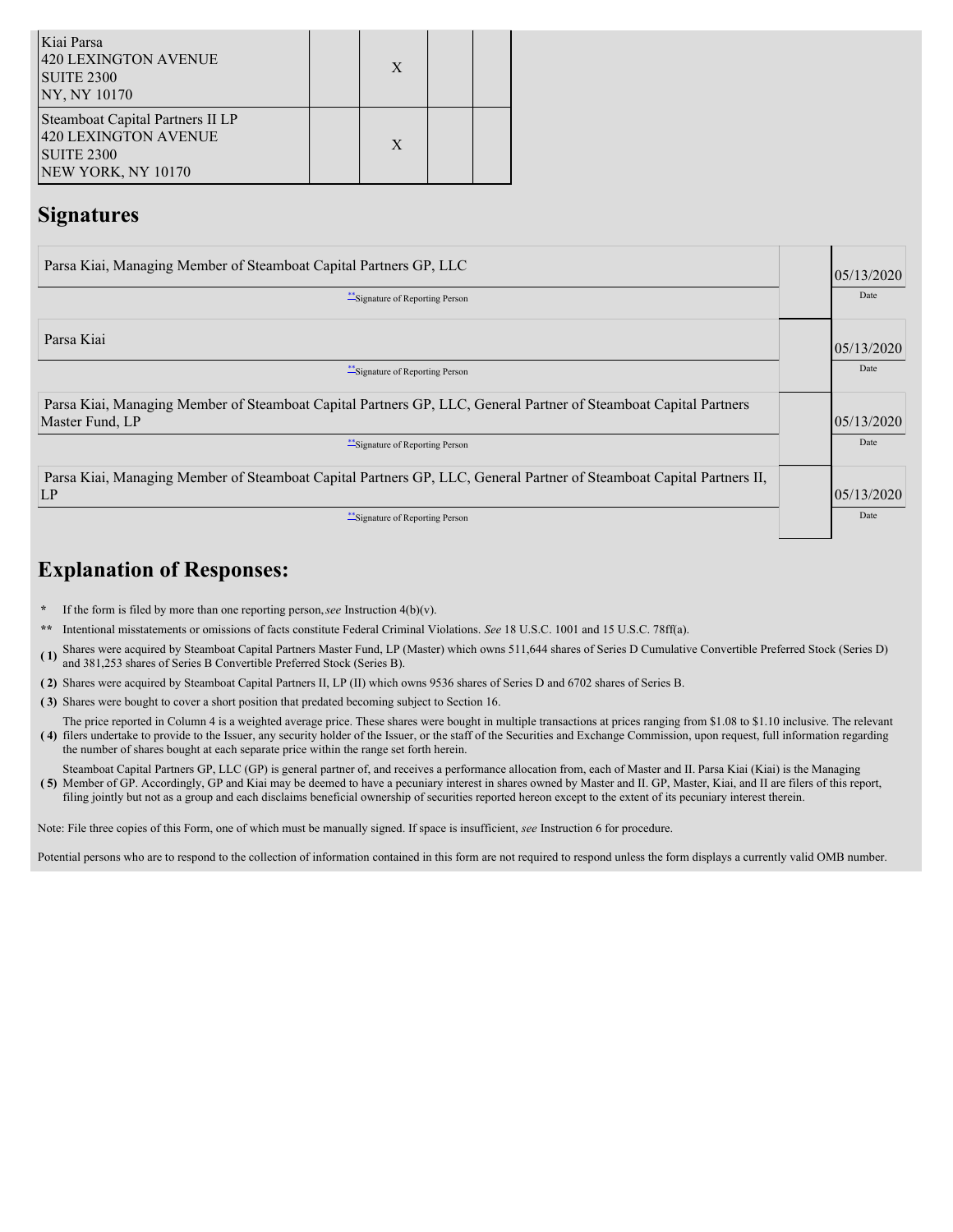| | | | | |
|---|---|---|---|---|
| Kiai Parsa<br>420 LEXINGTON AVENUE<br>SUITE 2300<br>NY, NY 10170 | | X | | |
| Steamboat Capital Partners II LP<br>420 LEXINGTON AVENUE<br>SUITE 2300<br>NEW YORK, NY 10170 | | X | | |

## Signatures

| | |
|---|---|
| Parsa Kiai, Managing Member of Steamboat Capital Partners GP, LLC | 05/13/2020 |
| **Signature of Reporting Person | Date |
| Parsa Kiai | 05/13/2020 |
| **Signature of Reporting Person | Date |
| Parsa Kiai, Managing Member of Steamboat Capital Partners GP, LLC, General Partner of Steamboat Capital Partners Master Fund, LP | 05/13/2020 |
| **Signature of Reporting Person | Date |
| Parsa Kiai, Managing Member of Steamboat Capital Partners GP, LLC, General Partner of Steamboat Capital Partners II, LP | 05/13/2020 |
| **Signature of Reporting Person | Date |

## Explanation of Responses:

\* If the form is filed by more than one reporting person, *see* Instruction 4(b)(v).

** Intentional misstatements or omissions of facts constitute Federal Criminal Violations. *See* 18 U.S.C. 1001 and 15 U.S.C. 78ff(a).

( 1) Shares were acquired by Steamboat Capital Partners Master Fund, LP (Master) which owns 511,644 shares of Series D Cumulative Convertible Preferred Stock (Series D) and 381,253 shares of Series B Convertible Preferred Stock (Series B).

( 2) Shares were acquired by Steamboat Capital Partners II, LP (II) which owns 9536 shares of Series D and 6702 shares of Series B.

( 3) Shares were bought to cover a short position that predated becoming subject to Section 16.

( 4) The price reported in Column 4 is a weighted average price. These shares were bought in multiple transactions at prices ranging from $1.08 to $1.10 inclusive. The relevant filers undertake to provide to the Issuer, any security holder of the Issuer, or the staff of the Securities and Exchange Commission, upon request, full information regarding the number of shares bought at each separate price within the range set forth herein.

( 5) Steamboat Capital Partners GP, LLC (GP) is general partner of, and receives a performance allocation from, each of Master and II. Parsa Kiai (Kiai) is the Managing Member of GP. Accordingly, GP and Kiai may be deemed to have a pecuniary interest in shares owned by Master and II. GP, Master, Kiai, and II are filers of this report, filing jointly but not as a group and each disclaims beneficial ownership of securities reported hereon except to the extent of its pecuniary interest therein.

Note: File three copies of this Form, one of which must be manually signed. If space is insufficient, *see* Instruction 6 for procedure.

Potential persons who are to respond to the collection of information contained in this form are not required to respond unless the form displays a currently valid OMB number.